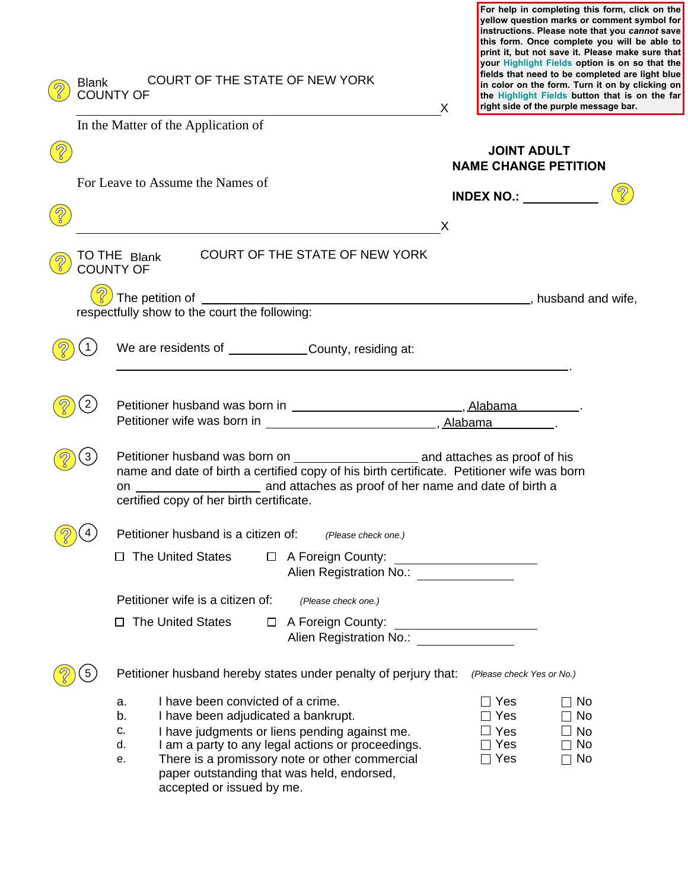For help in completing this form, click on the yellow question marks or comment symbol for instructions. Please note that you *cannot* save this form. Once complete you will be able to print it, but not save it. Please make sure that your Highlight Fields option is on so that the fields that need to be completed are light blue in color on the form. Turn it on by clicking on the Highlight Fields button that is on the far right side of the purple message bar.

Blank COURT OF THE STATE OF NEW YORK
COUNTY OF

---------------------------------------------------------------------------X

In the Matter of the Application of

For Leave to Assume the Names of

---------------------------------------------------------------------------X

**JOINT ADULT NAME CHANGE PETITION**

**INDEX NO.:** ____________

TO THE Blank COURT OF THE STATE OF NEW YORK
COUNTY OF

The petition of ________________________________________, husband and wife, respectfully show to the court the following:

1. We are residents of ____________ County, residing at:

   ________________________________________________________________.

2. Petitioner husband was born in ____________________________, Alabama __________.
   Petitioner wife was born in ____________________________, Alabama __________.

3. Petitioner husband was born on ____________________ and attaches as proof of his name and date of birth a certified copy of his birth certificate. Petitioner wife was born on ____________________ and attaches as proof of her name and date of birth a certified copy of her birth certificate.

4. Petitioner husband is a citizen of: *(Please check one.)*

   ☐ The United States ☐ A Foreign County: ____________________
   Alien Registration No.: ________________

   Petitioner wife is a citizen of: *(Please check one.)*

   ☐ The United States ☐ A Foreign County: ____________________
   Alien Registration No.: ________________

5. Petitioner husband hereby states under penalty of perjury that: *(Please check Yes or No.)*

| | | | |
|---|---|---|---|
| a. | I have been convicted of a crime. | ☐ Yes | ☐ No |
| b. | I have been adjudicated a bankrupt. | ☐ Yes | ☐ No |
| c. | I have judgments or liens pending against me. | ☐ Yes | ☐ No |
| d. | I am a party to any legal actions or proceedings. | ☐ Yes | ☐ No |
| e. | There is a promissory note or other commercial paper outstanding that was held, endorsed, accepted or issued by me. | ☐ Yes | ☐ No |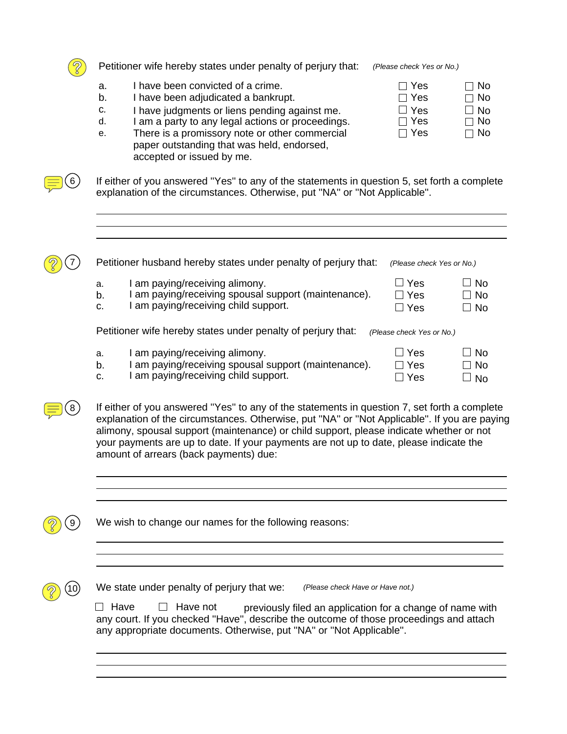Petitioner wife hereby states under penalty of perjury that: *(Please check Yes or No.)*

| | | | |
|---|---|---|---|
| a. | I have been convicted of a crime. | ☐ Yes | ☐ No |
| b. | I have been adjudicated a bankrupt. | ☐ Yes | ☐ No |
| c. | I have judgments or liens pending against me. | ☐ Yes | ☐ No |
| d. | I am a party to any legal actions or proceedings. | ☐ Yes | ☐ No |
| e. | There is a promissory note or other commercial paper outstanding that was held, endorsed, accepted or issued by me. | ☐ Yes | ☐ No |

6. If either of you answered "Yes" to any of the statements in question 5, set forth a complete explanation of the circumstances. Otherwise, put "NA" or "Not Applicable".

\_\_\_\_\_\_\_\_\_\_\_\_\_\_\_\_\_\_\_\_\_\_\_\_\_\_\_\_\_\_\_\_\_\_\_\_\_\_\_\_\_\_\_\_\_\_\_\_\_\_\_\_\_\_\_\_\_\_\_\_

\_\_\_\_\_\_\_\_\_\_\_\_\_\_\_\_\_\_\_\_\_\_\_\_\_\_\_\_\_\_\_\_\_\_\_\_\_\_\_\_\_\_\_\_\_\_\_\_\_\_\_\_\_\_\_\_\_\_\_\_

\_\_\_\_\_\_\_\_\_\_\_\_\_\_\_\_\_\_\_\_\_\_\_\_\_\_\_\_\_\_\_\_\_\_\_\_\_\_\_\_\_\_\_\_\_\_\_\_\_\_\_\_\_\_\_\_\_\_\_\_

7. Petitioner husband hereby states under penalty of perjury that: *(Please check Yes or No.)*

| | | | |
|---|---|---|---|
| a. | I am paying/receiving alimony. | ☐ Yes | ☐ No |
| b. | I am paying/receiving spousal support (maintenance). | ☐ Yes | ☐ No |
| c. | I am paying/receiving child support. | ☐ Yes | ☐ No |

Petitioner wife hereby states under penalty of perjury that: *(Please check Yes or No.)*

| | | | |
|---|---|---|---|
| a. | I am paying/receiving alimony. | ☐ Yes | ☐ No |
| b. | I am paying/receiving spousal support (maintenance). | ☐ Yes | ☐ No |
| c. | I am paying/receiving child support. | ☐ Yes | ☐ No |

8. If either of you answered "Yes" to any of the statements in question 7, set forth a complete explanation of the circumstances. Otherwise, put "NA" or "Not Applicable". If you are paying alimony, spousal support (maintenance) or child support, please indicate whether or not your payments are up to date. If your payments are not up to date, please indicate the amount of arrears (back payments) due:

\_\_\_\_\_\_\_\_\_\_\_\_\_\_\_\_\_\_\_\_\_\_\_\_\_\_\_\_\_\_\_\_\_\_\_\_\_\_\_\_\_\_\_\_\_\_\_\_\_\_\_\_\_\_\_\_\_\_\_\_

\_\_\_\_\_\_\_\_\_\_\_\_\_\_\_\_\_\_\_\_\_\_\_\_\_\_\_\_\_\_\_\_\_\_\_\_\_\_\_\_\_\_\_\_\_\_\_\_\_\_\_\_\_\_\_\_\_\_\_\_

\_\_\_\_\_\_\_\_\_\_\_\_\_\_\_\_\_\_\_\_\_\_\_\_\_\_\_\_\_\_\_\_\_\_\_\_\_\_\_\_\_\_\_\_\_\_\_\_\_\_\_\_\_\_\_\_\_\_\_\_

9. We wish to change our names for the following reasons:

\_\_\_\_\_\_\_\_\_\_\_\_\_\_\_\_\_\_\_\_\_\_\_\_\_\_\_\_\_\_\_\_\_\_\_\_\_\_\_\_\_\_\_\_\_\_\_\_\_\_\_\_\_\_\_\_\_\_\_\_

\_\_\_\_\_\_\_\_\_\_\_\_\_\_\_\_\_\_\_\_\_\_\_\_\_\_\_\_\_\_\_\_\_\_\_\_\_\_\_\_\_\_\_\_\_\_\_\_\_\_\_\_\_\_\_\_\_\_\_\_

\_\_\_\_\_\_\_\_\_\_\_\_\_\_\_\_\_\_\_\_\_\_\_\_\_\_\_\_\_\_\_\_\_\_\_\_\_\_\_\_\_\_\_\_\_\_\_\_\_\_\_\_\_\_\_\_\_\_\_\_

10. We state under penalty of perjury that we: *(Please check Have or Have not.)*

☐ Have ☐ Have not previously filed an application for a change of name with any court. If you checked "Have", describe the outcome of those proceedings and attach any appropriate documents. Otherwise, put "NA" or "Not Applicable".

\_\_\_\_\_\_\_\_\_\_\_\_\_\_\_\_\_\_\_\_\_\_\_\_\_\_\_\_\_\_\_\_\_\_\_\_\_\_\_\_\_\_\_\_\_\_\_\_\_\_\_\_\_\_\_\_\_\_\_\_

\_\_\_\_\_\_\_\_\_\_\_\_\_\_\_\_\_\_\_\_\_\_\_\_\_\_\_\_\_\_\_\_\_\_\_\_\_\_\_\_\_\_\_\_\_\_\_\_\_\_\_\_\_\_\_\_\_\_\_\_

\_\_\_\_\_\_\_\_\_\_\_\_\_\_\_\_\_\_\_\_\_\_\_\_\_\_\_\_\_\_\_\_\_\_\_\_\_\_\_\_\_\_\_\_\_\_\_\_\_\_\_\_\_\_\_\_\_\_\_\_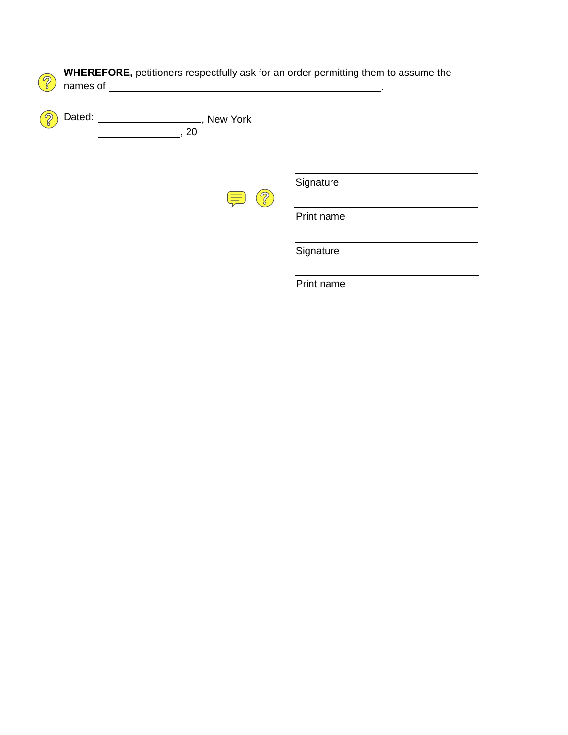**WHEREFORE,** petitioners respectfully ask for an order permitting them to assume the names of \_\_\_\_\_\_\_\_\_\_\_\_\_\_\_\_\_\_\_\_\_\_\_\_\_\_\_\_\_\_\_\_\_\_\_\_\_\_\_\_.

Dated: \_\_\_\_\_\_\_\_\_\_\_\_\_\_\_\_, New York
\_\_\_\_\_\_\_\_\_\_\_\_\_\_, 20

\_\_\_\_\_\_\_\_\_\_\_\_\_\_\_\_\_\_\_\_\_\_\_\_\_\_\_\_
Signature

\_\_\_\_\_\_\_\_\_\_\_\_\_\_\_\_\_\_\_\_\_\_\_\_\_\_\_\_
Print name

\_\_\_\_\_\_\_\_\_\_\_\_\_\_\_\_\_\_\_\_\_\_\_\_\_\_\_\_
Signature

\_\_\_\_\_\_\_\_\_\_\_\_\_\_\_\_\_\_\_\_\_\_\_\_\_\_\_\_
Print name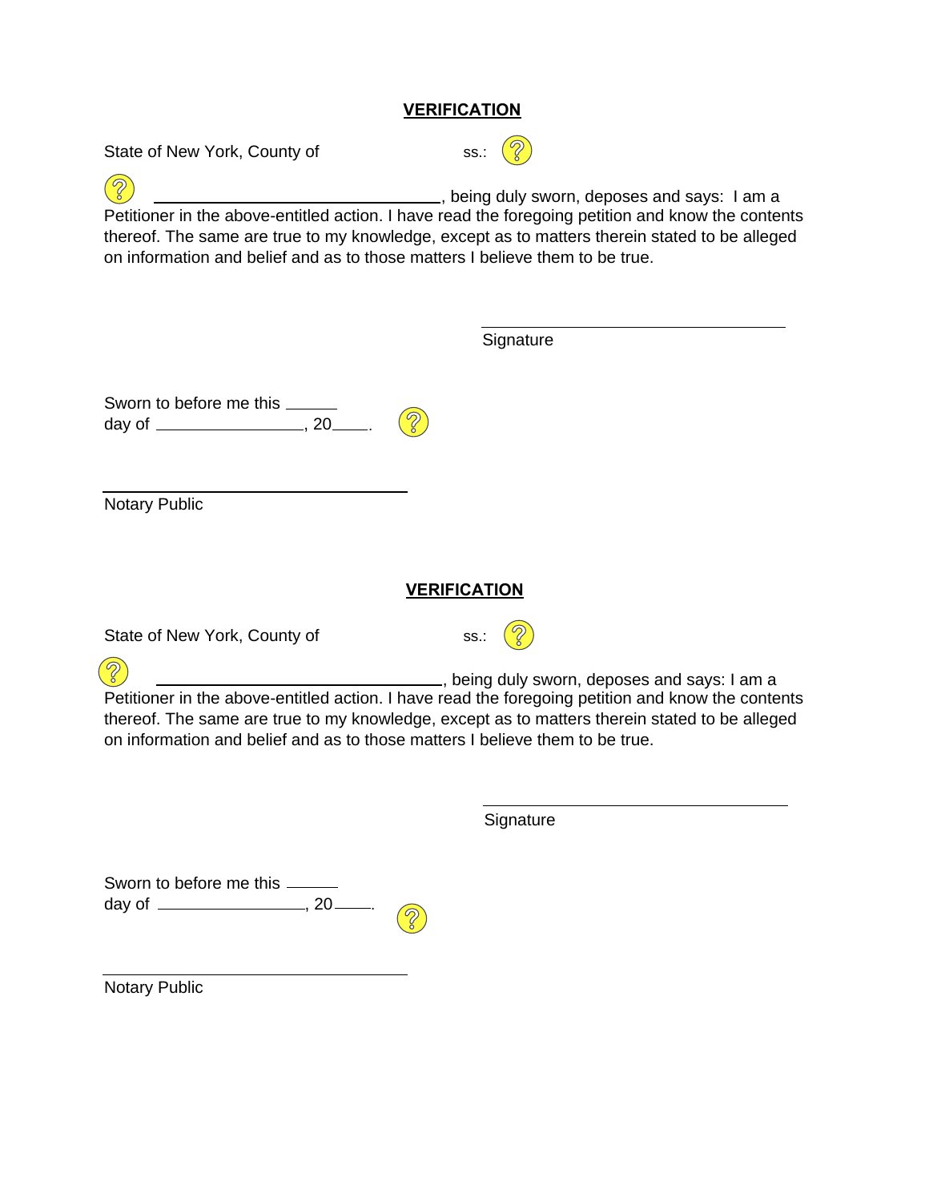## VERIFICATION

State of New York, County of ss.:

\_\_\_\_\_\_\_\_\_\_\_\_\_\_\_\_\_\_\_\_\_\_\_\_\_\_\_\_\_\_\_\_, being duly sworn, deposes and says: I am a Petitioner in the above-entitled action. I have read the foregoing petition and know the contents thereof. The same are true to my knowledge, except as to matters therein stated to be alleged on information and belief and as to those matters I believe them to be true.

\_\_\_\_\_\_\_\_\_\_\_\_\_\_\_\_\_\_\_\_\_\_\_\_\_\_\_\_\_\_\_\_
Signature

Sworn to before me this \_\_\_\_\_\_
day of \_\_\_\_\_\_\_\_\_\_\_\_\_\_\_\_, 20\_\_\_\_.

\_\_\_\_\_\_\_\_\_\_\_\_\_\_\_\_\_\_\_\_\_\_\_\_\_\_\_\_\_\_\_\_
Notary Public

## VERIFICATION

State of New York, County of ss.:

\_\_\_\_\_\_\_\_\_\_\_\_\_\_\_\_\_\_\_\_\_\_\_\_\_\_\_\_\_\_\_\_, being duly sworn, deposes and says: I am a Petitioner in the above-entitled action. I have read the foregoing petition and know the contents thereof. The same are true to my knowledge, except as to matters therein stated to be alleged on information and belief and as to those matters I believe them to be true.

\_\_\_\_\_\_\_\_\_\_\_\_\_\_\_\_\_\_\_\_\_\_\_\_\_\_\_\_\_\_\_\_
Signature

Sworn to before me this \_\_\_\_\_\_
day of \_\_\_\_\_\_\_\_\_\_\_\_\_\_\_\_, 20\_\_\_\_.

\_\_\_\_\_\_\_\_\_\_\_\_\_\_\_\_\_\_\_\_\_\_\_\_\_\_\_\_\_\_\_\_
Notary Public